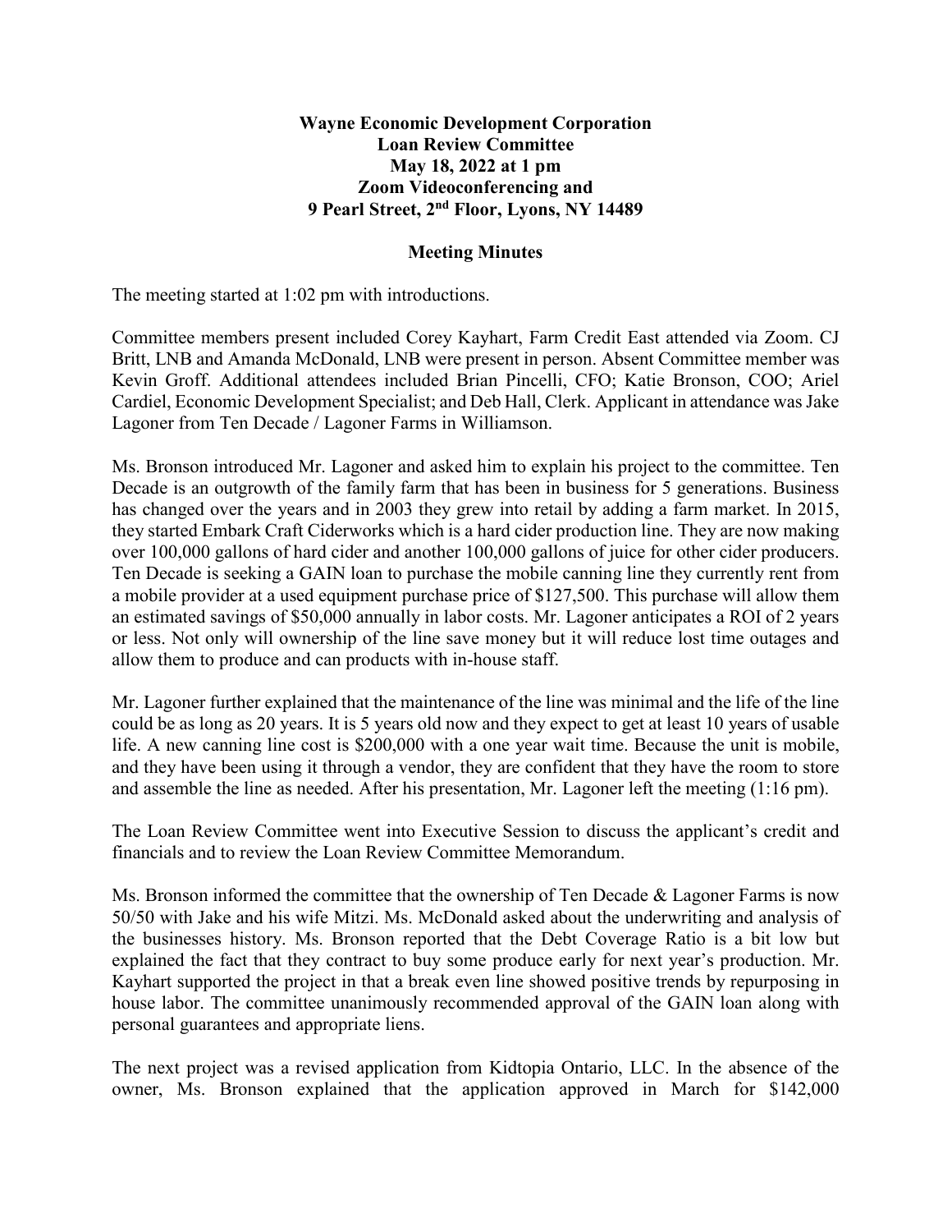**Wayne Economic Development Corporation**
**Loan Review Committee**
**May 18, 2022 at 1 pm**
**Zoom Videoconferencing and**
**9 Pearl Street, 2nd Floor, Lyons, NY 14489**

**Meeting Minutes**

The meeting started at 1:02 pm with introductions.

Committee members present included Corey Kayhart, Farm Credit East attended via Zoom. CJ Britt, LNB and Amanda McDonald, LNB were present in person. Absent Committee member was Kevin Groff. Additional attendees included Brian Pincelli, CFO; Katie Bronson, COO; Ariel Cardiel, Economic Development Specialist; and Deb Hall, Clerk. Applicant in attendance was Jake Lagoner from Ten Decade / Lagoner Farms in Williamson.

Ms. Bronson introduced Mr. Lagoner and asked him to explain his project to the committee. Ten Decade is an outgrowth of the family farm that has been in business for 5 generations. Business has changed over the years and in 2003 they grew into retail by adding a farm market. In 2015, they started Embark Craft Ciderworks which is a hard cider production line. They are now making over 100,000 gallons of hard cider and another 100,000 gallons of juice for other cider producers. Ten Decade is seeking a GAIN loan to purchase the mobile canning line they currently rent from a mobile provider at a used equipment purchase price of $127,500. This purchase will allow them an estimated savings of $50,000 annually in labor costs. Mr. Lagoner anticipates a ROI of 2 years or less. Not only will ownership of the line save money but it will reduce lost time outages and allow them to produce and can products with in-house staff.

Mr. Lagoner further explained that the maintenance of the line was minimal and the life of the line could be as long as 20 years. It is 5 years old now and they expect to get at least 10 years of usable life. A new canning line cost is $200,000 with a one year wait time. Because the unit is mobile, and they have been using it through a vendor, they are confident that they have the room to store and assemble the line as needed. After his presentation, Mr. Lagoner left the meeting (1:16 pm).

The Loan Review Committee went into Executive Session to discuss the applicant's credit and financials and to review the Loan Review Committee Memorandum.

Ms. Bronson informed the committee that the ownership of Ten Decade & Lagoner Farms is now 50/50 with Jake and his wife Mitzi. Ms. McDonald asked about the underwriting and analysis of the businesses history. Ms. Bronson reported that the Debt Coverage Ratio is a bit low but explained the fact that they contract to buy some produce early for next year's production. Mr. Kayhart supported the project in that a break even line showed positive trends by repurposing in house labor. The committee unanimously recommended approval of the GAIN loan along with personal guarantees and appropriate liens.

The next project was a revised application from Kidtopia Ontario, LLC. In the absence of the owner, Ms. Bronson explained that the application approved in March for $142,000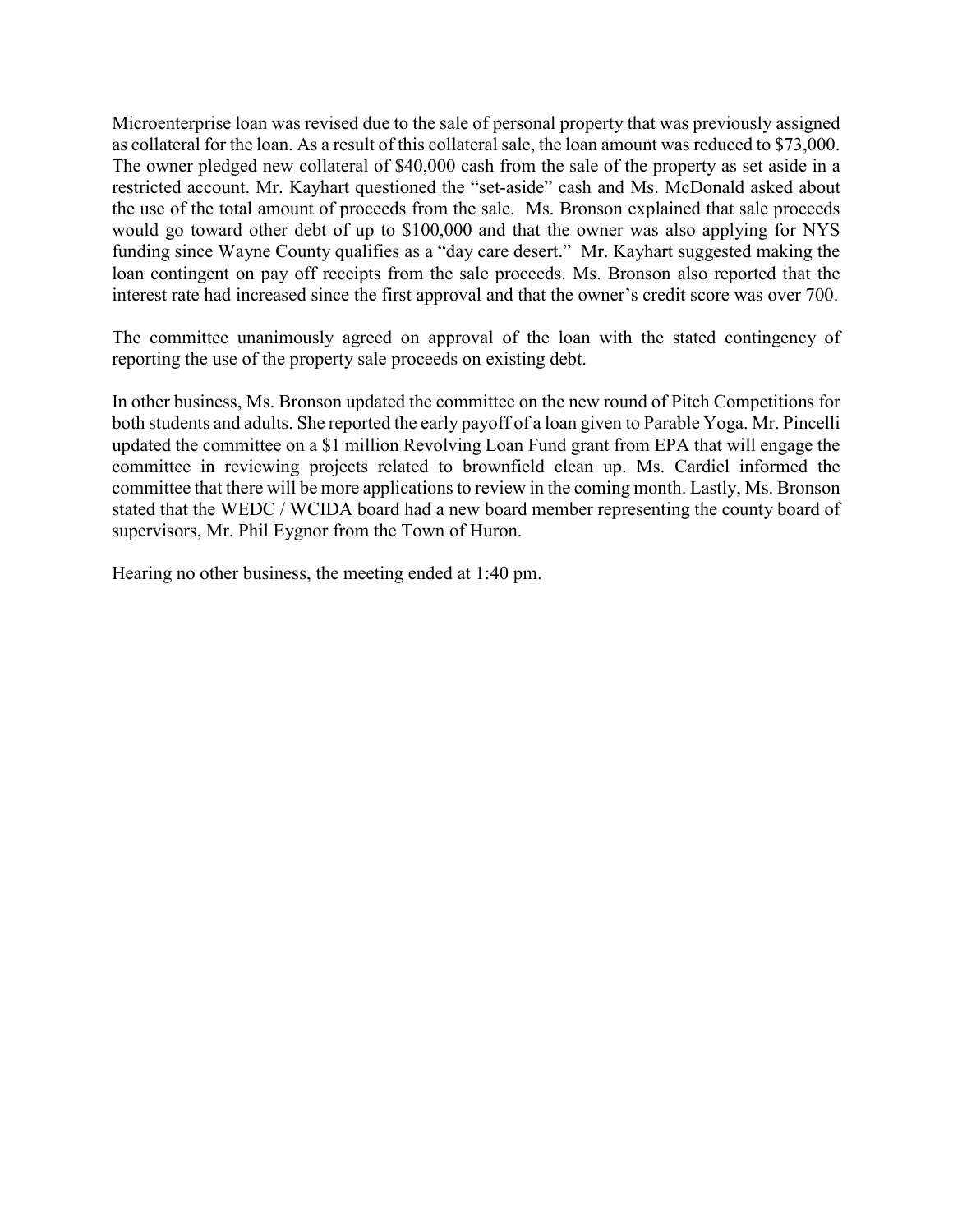Microenterprise loan was revised due to the sale of personal property that was previously assigned as collateral for the loan. As a result of this collateral sale, the loan amount was reduced to $73,000. The owner pledged new collateral of $40,000 cash from the sale of the property as set aside in a restricted account. Mr. Kayhart questioned the "set-aside" cash and Ms. McDonald asked about the use of the total amount of proceeds from the sale. Ms. Bronson explained that sale proceeds would go toward other debt of up to $100,000 and that the owner was also applying for NYS funding since Wayne County qualifies as a "day care desert." Mr. Kayhart suggested making the loan contingent on pay off receipts from the sale proceeds. Ms. Bronson also reported that the interest rate had increased since the first approval and that the owner's credit score was over 700.

The committee unanimously agreed on approval of the loan with the stated contingency of reporting the use of the property sale proceeds on existing debt.

In other business, Ms. Bronson updated the committee on the new round of Pitch Competitions for both students and adults. She reported the early payoff of a loan given to Parable Yoga. Mr. Pincelli updated the committee on a $1 million Revolving Loan Fund grant from EPA that will engage the committee in reviewing projects related to brownfield clean up. Ms. Cardiel informed the committee that there will be more applications to review in the coming month. Lastly, Ms. Bronson stated that the WEDC / WCIDA board had a new board member representing the county board of supervisors, Mr. Phil Eygnor from the Town of Huron.

Hearing no other business, the meeting ended at 1:40 pm.